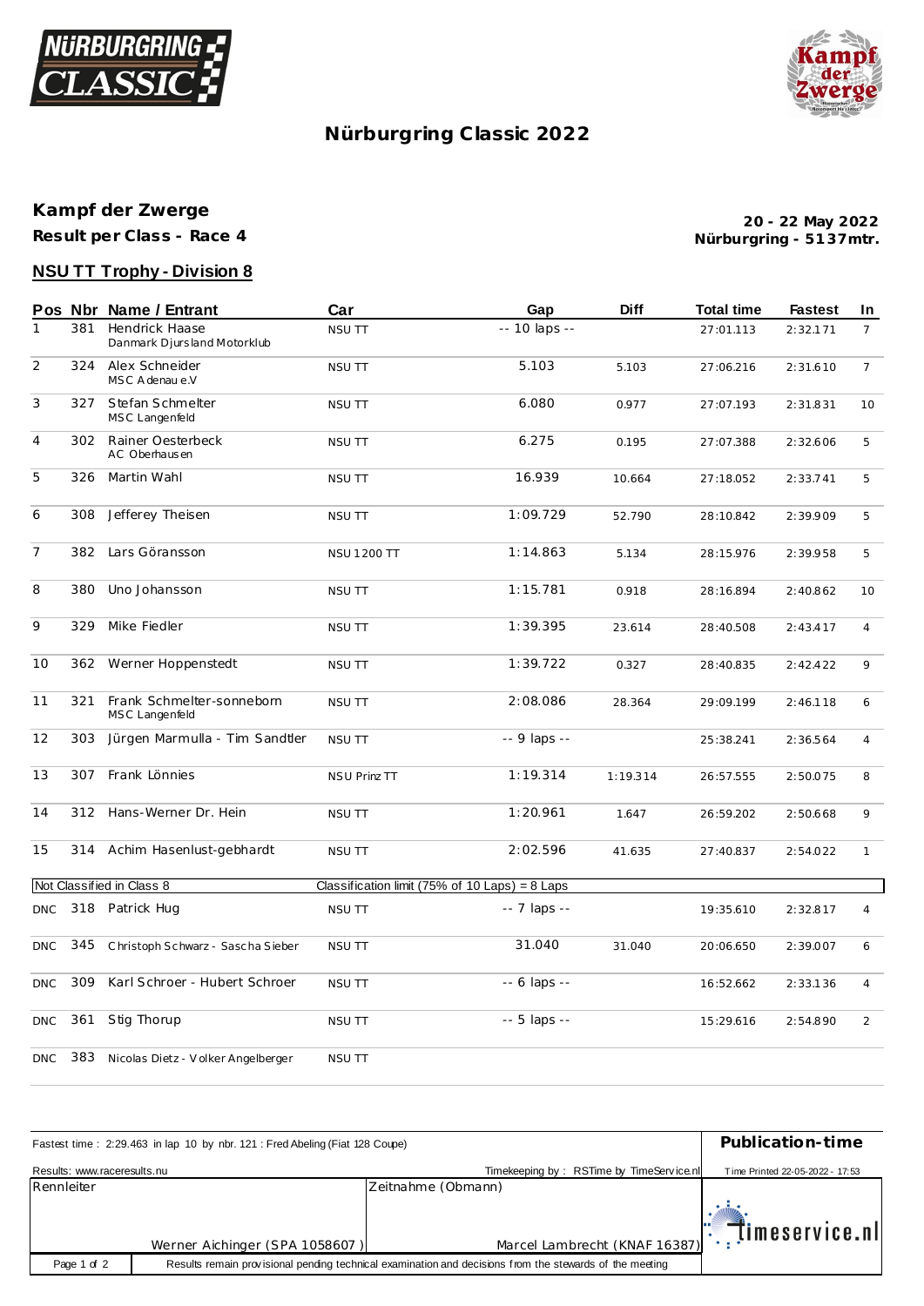# Nürburgring Classic 2022

## Kampf der Zwerge

**Result per Class - Race 4**

**20 - 22 May 2022**
**Nürburgring - 5137mtr.**

### NSU TT Trophy - Division 8

| Pos | Nbr | Name / Entrant | Car | Gap | Diff | Total time | Fastest | In |
|---|---|---|---|---|---|---|---|---|
| 1 | 381 | Hendrick Haase<br>Danmark Djursland Motorklub | NSU TT | -- 10 laps -- | | 27:01.113 | 2:32.171 | 7 |
| 2 | 324 | Alex Schneider<br>MSC Adenau e.V | NSU TT | 5.103 | 5.103 | 27:06.216 | 2:31.610 | 7 |
| 3 | 327 | Stefan Schmelter<br>MSC Langenfeld | NSU TT | 6.080 | 0.977 | 27:07.193 | 2:31.831 | 10 |
| 4 | 302 | Rainer Oesterbeck<br>AC Oberhausen | NSU TT | 6.275 | 0.195 | 27:07.388 | 2:32.606 | 5 |
| 5 | 326 | Martin Wahl | NSU TT | 16.939 | 10.664 | 27:18.052 | 2:33.741 | 5 |
| 6 | 308 | Jefferey Theisen | NSU TT | 1:09.729 | 52.790 | 28:10.842 | 2:39.909 | 5 |
| 7 | 382 | Lars Göransson | NSU 1200 TT | 1:14.863 | 5.134 | 28:15.976 | 2:39.958 | 5 |
| 8 | 380 | Uno Johansson | NSU TT | 1:15.781 | 0.918 | 28:16.894 | 2:40.862 | 10 |
| 9 | 329 | Mike Fiedler | NSU TT | 1:39.395 | 23.614 | 28:40.508 | 2:43.417 | 4 |
| 10 | 362 | Werner Hoppenstedt | NSU TT | 1:39.722 | 0.327 | 28:40.835 | 2:42.422 | 9 |
| 11 | 321 | Frank Schmelter-sonneborn<br>MSC Langenfeld | NSU TT | 2:08.086 | 28.364 | 29:09.199 | 2:46.118 | 6 |
| 12 | 303 | Jürgen Marmulla - Tim Sandtler | NSU TT | -- 9 laps -- | | 25:38.241 | 2:36.564 | 4 |
| 13 | 307 | Frank Lönnies | NSU Prinz TT | 1:19.314 | 1:19.314 | 26:57.555 | 2:50.075 | 8 |
| 14 | 312 | Hans-Werner Dr. Hein | NSU TT | 1:20.961 | 1.647 | 26:59.202 | 2:50.668 | 9 |
| 15 | 314 | Achim Hasenlust-gebhardt | NSU TT | 2:02.596 | 41.635 | 27:40.837 | 2:54.022 | 1 |
| Not Classified in Class 8 | | | Classification limit (75% of 10 Laps) = 8 Laps | | | | | |
| DNC | 318 | Patrick Hug | NSU TT | -- 7 laps -- | | 19:35.610 | 2:32.817 | 4 |
| DNC | 345 | Christoph Schwarz - Sascha Sieber | NSU TT | 31.040 | 31.040 | 20:06.650 | 2:39.007 | 6 |
| DNC | 309 | Karl Schroer - Hubert Schroer | NSU TT | -- 6 laps -- | | 16:52.662 | 2:33.136 | 4 |
| DNC | 361 | Stig Thorup | NSU TT | -- 5 laps -- | | 15:29.616 | 2:54.890 | 2 |
| DNC | 383 | Nicolas Dietz - Volker Angelberger | NSU TT | | | | | |

Fastest time : 2:29.463 in lap 10 by nbr. 121 : Fred Abeling (Fiat 128 Coupe)

**Publication-time**

Results: www.raceresults.nu

Timekeeping by : RSTime by TimeService.nl

Time Printed 22-05-2022 - 17:53

| Rennleiter | Zeitnahme (Obmann) |
|---|---|
| Werner Aichinger (SPA 1058607 ) | Marcel Lambrecht (KNAF 16387) |

timeservice.nl

Results remain provisional pending technical examination and decisions from the stewards of the meeting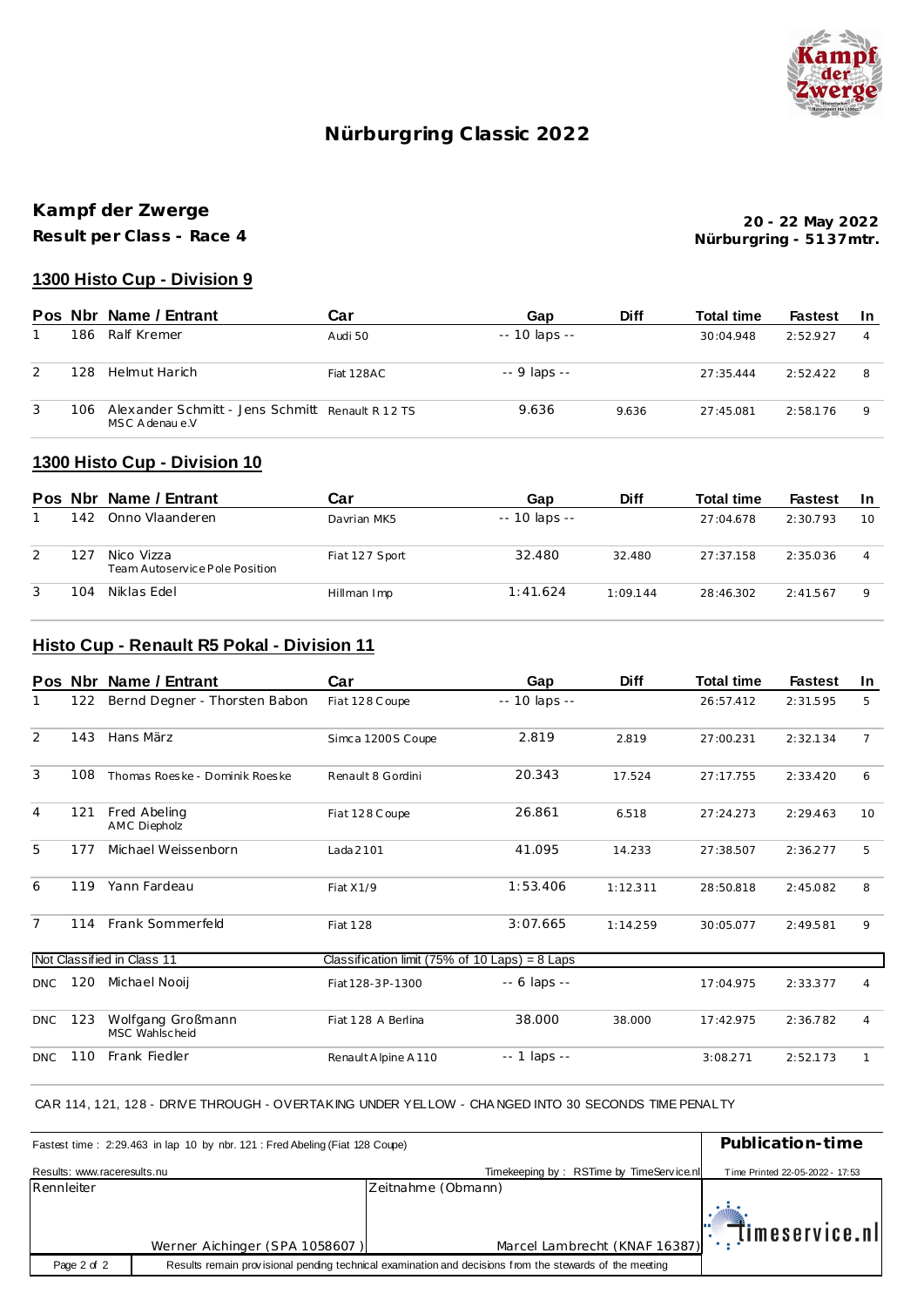# Nürburgring Classic 2022

## Kampf der Zwerge

**Result per Class - Race 4**

**20 - 22 May 2022**
**Nürburgring - 5137mtr.**

### 1300 Histo Cup - Division 9

| Pos | Nbr | Name / Entrant | Car | Gap | Diff | Total time | Fastest | In |
|---|---|---|---|---|---|---|---|---|
| 1 | 186 | Ralf Kremer | Audi 50 | -- 10 laps -- | | 30:04.948 | 2:52.927 | 4 |
| 2 | 128 | Helmut Harich | Fiat 128AC | -- 9 laps -- | | 27:35.444 | 2:52.422 | 8 |
| 3 | 106 | Alexander Schmitt - Jens Schmitt<br>MSC Adenau e.V | Renault R 12 TS | 9.636 | 9.636 | 27:45.081 | 2:58.176 | 9 |

### 1300 Histo Cup - Division 10

| Pos | Nbr | Name / Entrant | Car | Gap | Diff | Total time | Fastest | In |
|---|---|---|---|---|---|---|---|---|
| 1 | 142 | Onno Vlaanderen | Davrian MK5 | -- 10 laps -- | | 27:04.678 | 2:30.793 | 10 |
| 2 | 127 | Nico Vizza<br>Team Autoservice Pole Position | Fiat 127 Sport | 32.480 | 32.480 | 27:37.158 | 2:35.036 | 4 |
| 3 | 104 | Niklas Edel | Hillman Imp | 1:41.624 | 1:09.144 | 28:46.302 | 2:41.567 | 9 |

### Histo Cup - Renault R5 Pokal - Division 11

| Pos | Nbr | Name / Entrant | Car | Gap | Diff | Total time | Fastest | In |
|---|---|---|---|---|---|---|---|---|
| 1 | 122 | Bernd Degner - Thorsten Babon | Fiat 128 Coupe | -- 10 laps -- | | 26:57.412 | 2:31.595 | 5 |
| 2 | 143 | Hans März | Simca 1200S Coupe | 2.819 | 2.819 | 27:00.231 | 2:32.134 | 7 |
| 3 | 108 | Thomas Roeske - Dominik Roeske | Renault 8 Gordini | 20.343 | 17.524 | 27:17.755 | 2:33.420 | 6 |
| 4 | 121 | Fred Abeling<br>AMC Diepholz | Fiat 128 Coupe | 26.861 | 6.518 | 27:24.273 | 2:29.463 | 10 |
| 5 | 177 | Michael Weissenborn | Lada 2101 | 41.095 | 14.233 | 27:38.507 | 2:36.277 | 5 |
| 6 | 119 | Yann Fardeau | Fiat X1/9 | 1:53.406 | 1:12.311 | 28:50.818 | 2:45.082 | 8 |
| 7 | 114 | Frank Sommerfeld | Fiat 128 | 3:07.665 | 1:14.259 | 30:05.077 | 2:49.581 | 9 |
| Not Classified in Class 11 | | | Classification limit (75% of 10 Laps) = 8 Laps | | | | | |
| DNC | 120 | Michael Nooij | Fiat 128-3P-1300 | -- 6 laps -- | | 17:04.975 | 2:33.377 | 4 |
| DNC | 123 | Wolfgang Großmann<br>MSC Wahlscheid | Fiat 128 A Berlina | 38.000 | 38.000 | 17:42.975 | 2:36.782 | 4 |
| DNC | 110 | Frank Fiedler | Renault Alpine A110 | -- 1 laps -- | | 3:08.271 | 2:52.173 | 1 |

CAR 114, 121, 128 - DRIVE THROUGH - OVERTAKING UNDER YELLOW - CHANGED INTO 30 SECONDS TIME PENALTY

Fastest time : 2:29.463 in lap 10 by nbr. 121 : Fred Abeling (Fiat 128 Coupe)

**Publication-time**

Results: www.raceresults.nu

Timekeeping by : RSTime by TimeService.nl

Time Printed 22-05-2022 - 17:53

| Rennleiter | Zeitnahme (Obmann) |
|---|---|
| Werner Aichinger (SPA 1058607 ) | Marcel Lambrecht (KNAF 16387) |

timeservice.nl

Results remain provisional pending technical examination and decisions from the stewards of the meeting